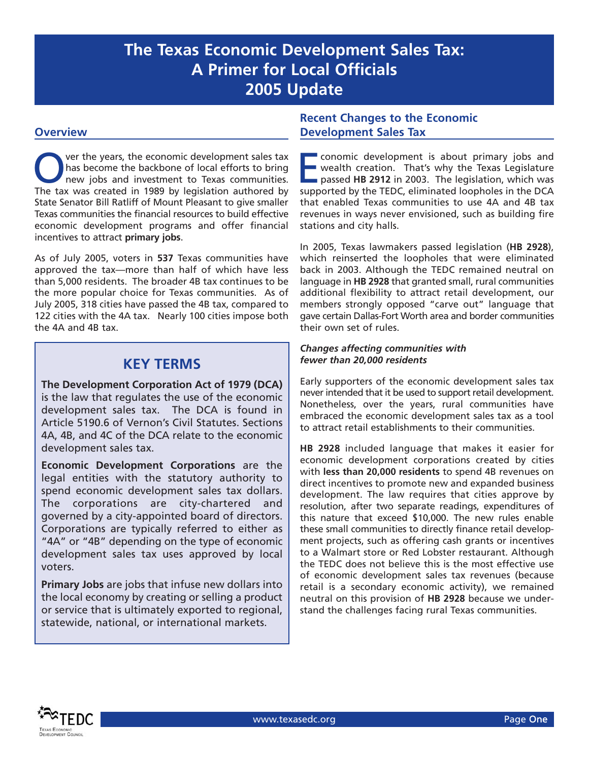# The Texas Economic Development Sales Tax: A Primer for Local Officials 2005 Update

## Overview

Over the years, the economic development sales tax has become the backbone of local efforts to bring new jobs and investment to Texas communities. The tax was created in 1989 by legislation authored by State Senator Bill Ratliff of Mount Pleasant to give smaller Texas communities the financial resources to build effective economic development programs and offer financial incentives to attract **primary jobs**.

As of July 2005, voters in **537** Texas communities have approved the tax—more than half of which have less than 5,000 residents. The broader 4B tax continues to be the more popular choice for Texas communities. As of July 2005, 318 cities have passed the 4B tax, compared to 122 cities with the 4A tax. Nearly 100 cities impose both the 4A and 4B tax.

### KEY TERMS

**The Development Corporation Act of 1979 (DCA)** is the law that regulates the use of the economic development sales tax. The DCA is found in Article 5190.6 of Vernon's Civil Statutes. Sections 4A, 4B, and 4C of the DCA relate to the economic development sales tax.

**Economic Development Corporations** are the legal entities with the statutory authority to spend economic development sales tax dollars. The corporations are city-chartered and governed by a city-appointed board of directors. Corporations are typically referred to either as "4A" or "4B" depending on the type of economic development sales tax uses approved by local voters.

**Primary Jobs** are jobs that infuse new dollars into the local economy by creating or selling a product or service that is ultimately exported to regional, statewide, national, or international markets.

## Recent Changes to the Economic Development Sales Tax

Economic development is about primary jobs and wealth creation. That's why the Texas Legislature passed **HB 2912** in 2003. The legislation, which was supported by the TEDC, eliminated loopholes in the DCA that enabled Texas communities to use 4A and 4B tax revenues in ways never envisioned, such as building fire stations and city halls.

In 2005, Texas lawmakers passed legislation (**HB 2928**), which reinserted the loopholes that were eliminated back in 2003. Although the TEDC remained neutral on language in **HB 2928** that granted small, rural communities additional flexibility to attract retail development, our members strongly opposed "carve out" language that gave certain Dallas-Fort Worth area and border communities their own set of rules.

***Changes affecting communities with fewer than 20,000 residents***

Early supporters of the economic development sales tax never intended that it be used to support retail development. Nonetheless, over the years, rural communities have embraced the economic development sales tax as a tool to attract retail establishments to their communities.

**HB 2928** included language that makes it easier for economic development corporations created by cities with **less than 20,000 residents** to spend 4B revenues on direct incentives to promote new and expanded business development. The law requires that cities approve by resolution, after two separate readings, expenditures of this nature that exceed $10,000. The new rules enable these small communities to directly finance retail development projects, such as offering cash grants or incentives to a Walmart store or Red Lobster restaurant. Although the TEDC does not believe this is the most effective use of economic development sales tax revenues (because retail is a secondary economic activity), we remained neutral on this provision of **HB 2928** because we understand the challenges facing rural Texas communities.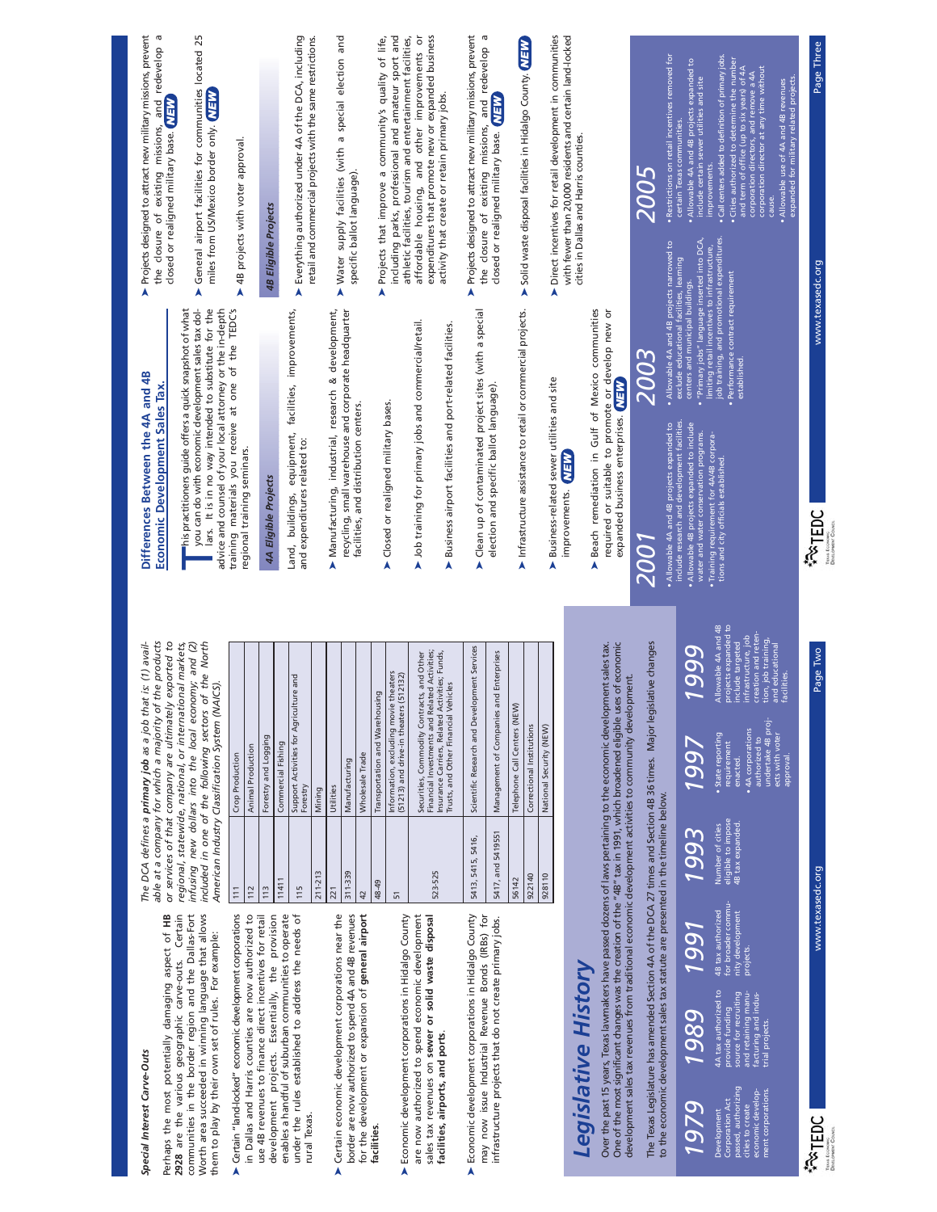### Special Interest Carve-Outs

Perhaps the most potentially damaging aspect of **HB 2928** are the various geographic carve-outs. Certain communities in the border region and the Dallas-Fort Worth area succeeded in winning language that allows them to play by their own set of rules. For example:

- Certain "land-locked" economic development corporations in Dallas and Harris counties are now authorized to use 4B revenues to finance direct incentives for retail development projects. Essentially, the provision enables a handful of suburban communities to operate under the rules established to address the needs of rural Texas.
- Certain economic development corporations near the border are now authorized to spend 4A and 4B revenues for the development or expansion of **general airport facilities**.
- Economic development corporations in Hidalgo County are now authorized to spend economic development sales tax revenues on **sewer or solid waste disposal facilities, airports, and ports**.
- Economic development corporations in Hidalgo County may now issue Industrial Revenue Bonds (IRBs) for infrastructure projects that do not create primary jobs.

*The DCA defines a **primary job** as a job that is: (1) available at a company for which a majority of the products or services of that company are ultimately exported to regional, statewide, national, or international markets, infusing new dollars into the local economy; and (2) included in one of the following sectors of the North American Industry Classification System (NAICS).*

| NAICS | Sector |
|---|---|
| 111 | Crop Production |
| 112 | Animal Production |
| 113 | Forestry and Logging |
| 11411 | Commercial Fishing |
| 115 | Support Activities for Agriculture and Forestry |
| 211-213 | Mining |
| 221 | Utilities |
| 311-339 | Manufacturing |
| 42 | Wholesale Trade |
| 48-49 | Transportation and Warehousing |
| 51 | Information, excluding movie theaters (51213) and drive-in theaters (512132) |
| 523-525 | Securities, Commodity Contracts, and Other Financial Investments and Related Activities; Insurance Carriers, Related Activities; Funds, Trusts, and Other Financial Vehicles |
| 5413, 5415, 5416, | Scientific Research and Development Services |
| 5417, and 5419551 | Management of Companies and Enterprises |
| 56142 | Telephone Call Centers (NEW) |
| 922140 | Correctional Institutions |
| 928110 | National Security (NEW) |

## Legislative History

Over the past 15 years, Texas lawmakers have passed dozens of laws pertaining to the economic development sales tax. One of the most significant changes was the creation of the "4B" tax in 1991, which broadened eligible uses of economic development sales tax revenues from traditional economic development activities to community development.

The Texas Legislature has amended Section 4A of the DCA 27 times and Section 4B 36 times. Major legislative changes to the economic development sales tax statute are presented in the timeline below.

**1979** — Development Corporation Act, passed, authorizing cities to create economic development corporations.

**1989** — 4A tax authorized to provide funding source for recruiting and retaining manufacturing and industrial projects.

**1991** — 4B tax authorized for broader community development projects.

**1993** — Number of cities eligible to impose 4B tax expanded.

**1997**
- State reporting requirement enacted.
- 4A corporations authorized to undertake 4B projects with voter approval.

**1999** — Allowable 4A and 4B projects expanded to include targeted infrastructure, job creation and retention, job training, and educational facilities.

## Differences Between the 4A and 4B Economic Development Sales Tax

This practitioners guide offers a quick snapshot of what you can do with economic development sales tax dollars. It is in no way intended to substitute for the advice and counsel of your local attorney or the in-depth training materials you receive at one of the TEDC's regional training seminars.

### 4A Eligible Projects

Land, buildings, equipment, facilities, improvements, and expenditures related to:

- Manufacturing, industrial, research & development, recycling, small warehouse and corporate headquarter facilities, and distribution centers.
- Closed or realigned military bases.
- Job training for primary jobs and commercial/retail.
- Business airport facilities and port-related facilities.
- Clean up of contaminated project sites (with a special election and specific ballot language).
- Infrastructure assistance to retail or commercial projects.
- Business-related sewer utilities and site improvements. NEW
- Beach remediation in Gulf of Mexico communities required or suitable to promote or develop new or expanded business enterprises. NEW
- Projects designed to attract new military missions, prevent the closure of existing missions, and redevelop a closed or realigned military base. NEW
- General airport facilities for communities located 25 miles from US/Mexico border only. NEW
- 4B projects with voter approval.

### 4B Eligible Projects

- Everything authorized under 4A of the DCA, including retail and commercial projects with the same restrictions.
- Water supply facilities (with a special election and specific ballot language).
- Projects that improve a community's quality of life, including parks, professional and amateur sport and athletic facilities, tourism and entertainment facilities, affordable housing, and other improvements or expenditures that promote new or expanded business activity that create or retain primary jobs.
- Projects designed to attract new military missions, prevent the closure of existing missions, and redevelop a closed or realigned military base. NEW
- Solid waste disposal facilities in Hidalgo County. NEW
- Direct incentives for retail development in communities with fewer than 20,000 residents and certain land-locked cities in Dallas and Harris counties.

**2001**
- Allowable 4A and 4B projects expanded to include research and development facilities.
- Allowable 4B projects expanded to include water and water conservation programs.
- Training requirement for 4A/4B corporations and city officials established.

**2003**
- Allowable 4A and 4B projects narrowed to exclude educational facilities, learning centers and municipal buildings.
- "Primary jobs" language inserted into DCA, limiting retail incentives to infrastructure, job training, and promotional expenditures.
- Performance contract requirement established.

**2005**
- Restrictions on retail incentives removed for certain Texas communities.
- Allowable 4A and 4B projects expanded to include certain sewer utilities and site improvements.
- Call centers added to definition of primary jobs.
- Cities authorized to determine the number and term of office (up to six years) of 4A corporation directors, and remove a 4A corporation director at any time without cause.
- Allowable use of 4A and 4B revenues expanded for military related projects.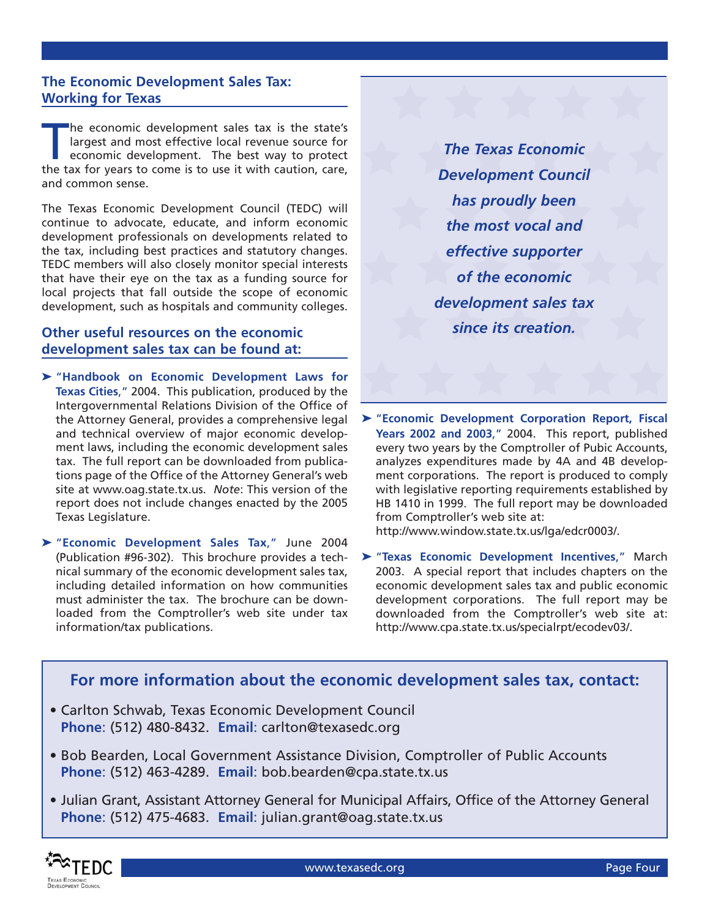## The Economic Development Sales Tax: Working for Texas

The economic development sales tax is the state's largest and most effective local revenue source for economic development. The best way to protect the tax for years to come is to use it with caution, care, and common sense.

The Texas Economic Development Council (TEDC) will continue to advocate, educate, and inform economic development professionals on developments related to the tax, including best practices and statutory changes. TEDC members will also closely monitor special interests that have their eye on the tax as a funding source for local projects that fall outside the scope of economic development, such as hospitals and community colleges.

*The Texas Economic Development Council has proudly been the most vocal and effective supporter of the economic development sales tax since its creation.*

## Other useful resources on the economic development sales tax can be found at:

- **"Handbook on Economic Development Laws for Texas Cities,"** 2004. This publication, produced by the Intergovernmental Relations Division of the Office of the Attorney General, provides a comprehensive legal and technical overview of major economic development laws, including the economic development sales tax. The full report can be downloaded from publications page of the Office of the Attorney General's web site at www.oag.state.tx.us. *Note*: This version of the report does not include changes enacted by the 2005 Texas Legislature.
- **"Economic Development Sales Tax,"** June 2004 (Publication #96-302). This brochure provides a technical summary of the economic development sales tax, including detailed information on how communities must administer the tax. The brochure can be downloaded from the Comptroller's web site under tax information/tax publications.
- **"Economic Development Corporation Report, Fiscal Years 2002 and 2003,"** 2004. This report, published every two years by the Comptroller of Pubic Accounts, analyzes expenditures made by 4A and 4B development corporations. The report is produced to comply with legislative reporting requirements established by HB 1410 in 1999. The full report may be downloaded from Comptroller's web site at: http://www.window.state.tx.us/lga/edcr0003/.
- **"Texas Economic Development Incentives,"** March 2003. A special report that includes chapters on the economic development sales tax and public economic development corporations. The full report may be downloaded from the Comptroller's web site at: http://www.cpa.state.tx.us/specialrpt/ecodev03/.

## For more information about the economic development sales tax, contact:

- Carlton Schwab, Texas Economic Development Council
  **Phone**: (512) 480-8432. **Email**: carlton@texasedc.org
- Bob Bearden, Local Government Assistance Division, Comptroller of Public Accounts
  **Phone**: (512) 463-4289. **Email**: bob.bearden@cpa.state.tx.us
- Julian Grant, Assistant Attorney General for Municipal Affairs, Office of the Attorney General
  **Phone**: (512) 475-4683. **Email**: julian.grant@oag.state.tx.us

TEDC Texas Economic Development Council

www.texasedc.org